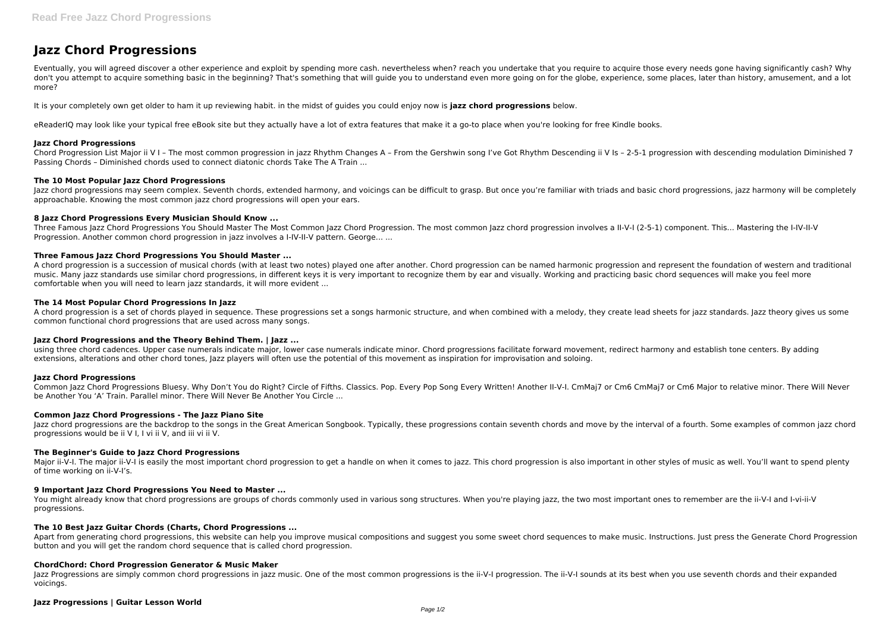# Jazz Chord Progressions

Eventually, you will agreed discover a other experience and exploit by spending more cash. nevertheless when? reach you undertake that you require to acquire those every needs gone having significantly cash? Why don't you attempt to acquire something basic in the beginning? That's something that will guide you to understand even more going on for the globe, experience, some places, later than history, amusement, and a lot more?

It is your completely own get older to ham it up reviewing habit. in the midst of guides you could enjoy now is **jazz chord progressions** below.

eReaderIQ may look like your typical free eBook site but they actually have a lot of extra features that make it a go-to place when you're looking for free Kindle books.

### Jazz Chord Progressions

Chord Progression List Major ii V I – The most common progression in jazz Rhythm Changes A – From the Gershwin song I've Got Rhythm Descending ii V Is – 2-5-1 progression with descending modulation Diminished 7 Passing Chords – Diminished chords used to connect diatonic chords Take The A Train ...

### The 10 Most Popular Jazz Chord Progressions

Jazz chord progressions may seem complex. Seventh chords, extended harmony, and voicings can be difficult to grasp. But once you're familiar with triads and basic chord progressions, jazz harmony will be completely approachable. Knowing the most common jazz chord progressions will open your ears.

### 8 Jazz Chord Progressions Every Musician Should Know ...

Three Famous Jazz Chord Progressions You Should Master The Most Common Jazz Chord Progression. The most common Jazz chord progression involves a II-V-I (2-5-1) component. This... Mastering the I-IV-II-V Progression. Another common chord progression in jazz involves a I-IV-II-V pattern. George... ...

### Three Famous Jazz Chord Progressions You Should Master ...

A chord progression is a succession of musical chords (with at least two notes) played one after another. Chord progression can be named harmonic progression and represent the foundation of western and traditional music. Many jazz standards use similar chord progressions, in different keys it is very important to recognize them by ear and visually. Working and practicing basic chord sequences will make you feel more comfortable when you will need to learn jazz standards, it will more evident ...

### The 14 Most Popular Chord Progressions In Jazz

A chord progression is a set of chords played in sequence. These progressions set a songs harmonic structure, and when combined with a melody, they create lead sheets for jazz standards. Jazz theory gives us some common functional chord progressions that are used across many songs.

### Jazz Chord Progressions and the Theory Behind Them. | Jazz ...

using three chord cadences. Upper case numerals indicate major, lower case numerals indicate minor. Chord progressions facilitate forward movement, redirect harmony and establish tone centers. By adding extensions, alterations and other chord tones, Jazz players will often use the potential of this movement as inspiration for improvisation and soloing.

### Jazz Chord Progressions

Common Jazz Chord Progressions Bluesy. Why Don't You do Right? Circle of Fifths. Classics. Pop. Every Pop Song Every Written! Another II-V-I. CmMaj7 or Cm6 CmMaj7 or Cm6 Major to relative minor. There Will Never be Another You 'A' Train. Parallel minor. There Will Never Be Another You Circle ...

### Common Jazz Chord Progressions - The Jazz Piano Site

Jazz chord progressions are the backdrop to the songs in the Great American Songbook. Typically, these progressions contain seventh chords and move by the interval of a fourth. Some examples of common jazz chord progressions would be ii V I, I vi ii V, and iii vi ii V.

### The Beginner's Guide to Jazz Chord Progressions

Major ii-V-I. The major ii-V-I is easily the most important chord progression to get a handle on when it comes to jazz. This chord progression is also important in other styles of music as well. You'll want to spend plenty of time working on ii-V-I's.

### 9 Important Jazz Chord Progressions You Need to Master ...

You might already know that chord progressions are groups of chords commonly used in various song structures. When you're playing jazz, the two most important ones to remember are the ii-V-I and I-vi-ii-V progressions.

### The 10 Best Jazz Guitar Chords (Charts, Chord Progressions ...

Apart from generating chord progressions, this website can help you improve musical compositions and suggest you some sweet chord sequences to make music. Instructions. Just press the Generate Chord Progression button and you will get the random chord sequence that is called chord progression.

### ChordChord: Chord Progression Generator & Music Maker

Jazz Progressions are simply common chord progressions in jazz music. One of the most common progressions is the ii-V-I progression. The ii-V-I sounds at its best when you use seventh chords and their expanded voicings.

### Jazz Progressions | Guitar Lesson World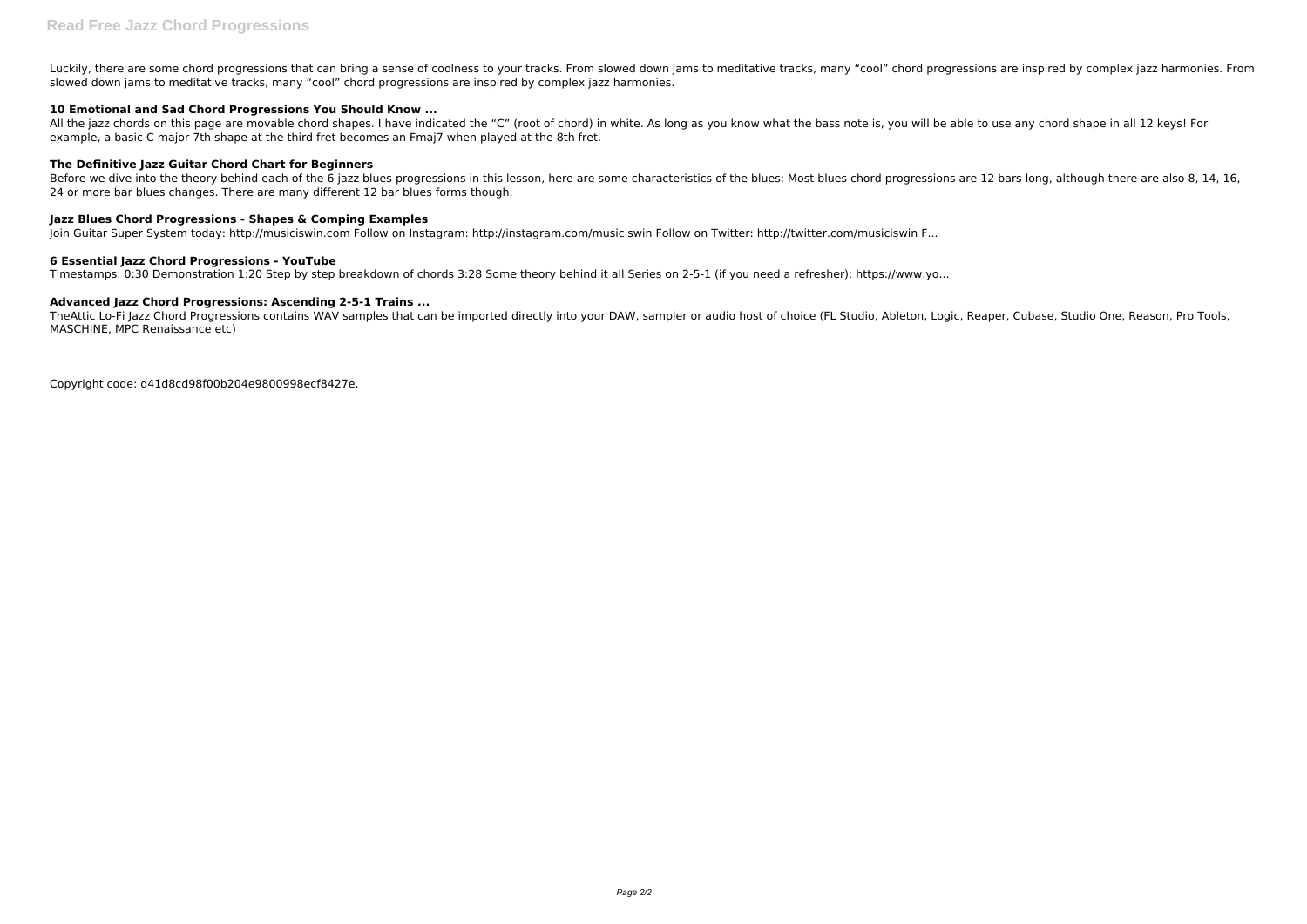Luckily, there are some chord progressions that can bring a sense of coolness to your tracks. From slowed down jams to meditative tracks, many "cool" chord progressions are inspired by complex jazz harmonies. From slowed down jams to meditative tracks, many "cool" chord progressions are inspired by complex jazz harmonies.

### 10 Emotional and Sad Chord Progressions You Should Know ...

All the jazz chords on this page are movable chord shapes. I have indicated the "C" (root of chord) in white. As long as you know what the bass note is, you will be able to use any chord shape in all 12 keys! For example, a basic C major 7th shape at the third fret becomes an Fmaj7 when played at the 8th fret.

### The Definitive Jazz Guitar Chord Chart for Beginners

Before we dive into the theory behind each of the 6 jazz blues progressions in this lesson, here are some characteristics of the blues: Most blues chord progressions are 12 bars long, although there are also 8, 14, 16, 24 or more bar blues changes. There are many different 12 bar blues forms though.

### Jazz Blues Chord Progressions - Shapes & Comping Examples

Join Guitar Super System today: http://musiciswin.com Follow on Instagram: http://instagram.com/musiciswin Follow on Twitter: http://twitter.com/musiciswin F...

### 6 Essential Jazz Chord Progressions - YouTube

Timestamps: 0:30 Demonstration 1:20 Step by step breakdown of chords 3:28 Some theory behind it all Series on 2-5-1 (if you need a refresher): https://www.yo...

### Advanced Jazz Chord Progressions: Ascending 2-5-1 Trains ...

TheAttic Lo-Fi Jazz Chord Progressions contains WAV samples that can be imported directly into your DAW, sampler or audio host of choice (FL Studio, Ableton, Logic, Reaper, Cubase, Studio One, Reason, Pro Tools, MASCHINE, MPC Renaissance etc)

Copyright code: d41d8cd98f00b204e9800998ecf8427e.